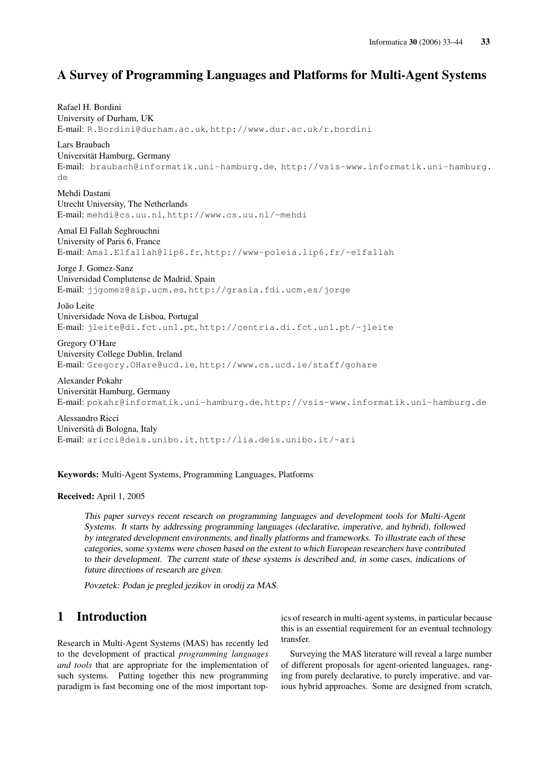# A Survey of Programming Languages and Platforms for Multi-Agent Systems

Rafael H. Bordini
University of Durham, UK
E-mail: R.Bordini@durham.ac.uk, http://www.dur.ac.uk/r.bordini

Lars Braubach
Universität Hamburg, Germany
E-mail: braubach@informatik.uni-hamburg.de, http://vsis-www.informatik.uni-hamburg.de

Mehdi Dastani
Utrecht University, The Netherlands
E-mail: mehdi@cs.uu.nl, http://www.cs.uu.nl/~mehdi

Amal El Fallah Seghrouchni
University of Paris 6, France
E-mail: Amal.Elfallah@lip6.fr, http://www-poleia.lip6.fr/~elfallah

Jorge J. Gomez-Sanz
Universidad Complutense de Madrid, Spain
E-mail: jjgomez@sip.ucm.es, http://grasia.fdi.ucm.es/jorge

João Leite
Universidade Nova de Lisboa, Portugal
E-mail: jleite@di.fct.unl.pt, http://centria.di.fct.unl.pt/~jleite

Gregory O'Hare
University College Dublin, Ireland
E-mail: Gregory.OHare@ucd.ie, http://www.cs.ucd.ie/staff/gohare

Alexander Pokahr
Universität Hamburg, Germany
E-mail: pokahr@informatik.uni-hamburg.de, http://vsis-www.informatik.uni-hamburg.de

Alessandro Ricci
Università di Bologna, Italy
E-mail: aricci@deis.unibo.it, http://lia.deis.unibo.it/~ari

**Keywords:** Multi-Agent Systems, Programming Languages, Platforms

**Received:** April 1, 2005

*This paper surveys recent research on programming languages and development tools for Multi-Agent Systems. It starts by addressing programming languages (declarative, imperative, and hybrid), followed by integrated development environments, and finally platforms and frameworks. To illustrate each of these categories, some systems were chosen based on the extent to which European researchers have contributed to their development. The current state of these systems is described and, in some cases, indications of future directions of research are given.*

*Povzetek: Podan je pregled jezikov in orodij za MAS.*

## 1 Introduction

Research in Multi-Agent Systems (MAS) has recently led to the development of practical *programming languages and tools* that are appropriate for the implementation of such systems. Putting together this new programming paradigm is fast becoming one of the most important topics of research in multi-agent systems, in particular because this is an essential requirement for an eventual technology transfer.

Surveying the MAS literature will reveal a large number of different proposals for agent-oriented languages, ranging from purely declarative, to purely imperative, and various hybrid approaches. Some are designed from scratch,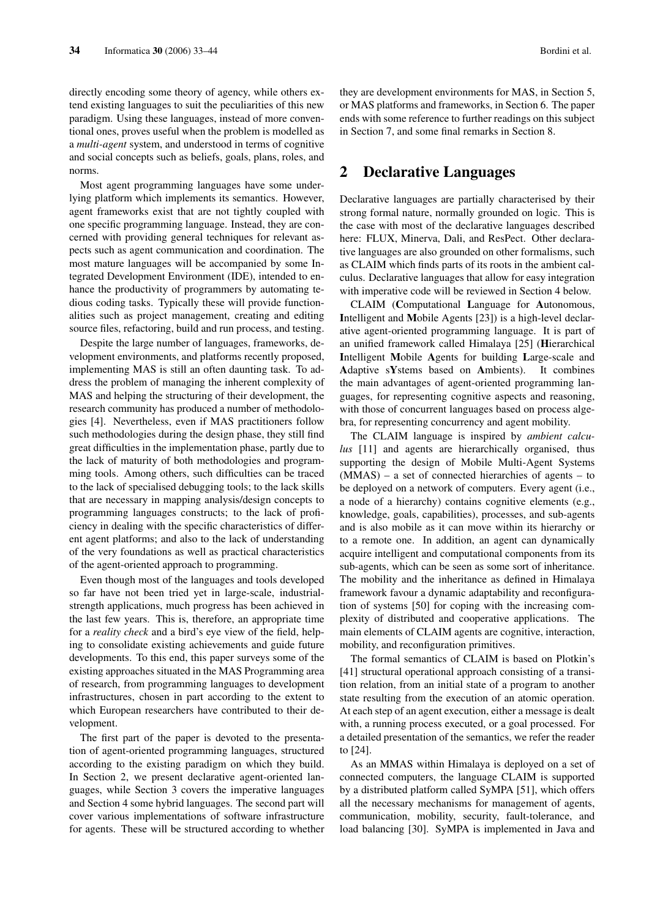directly encoding some theory of agency, while others extend existing languages to suit the peculiarities of this new paradigm. Using these languages, instead of more conventional ones, proves useful when the problem is modelled as a *multi-agent* system, and understood in terms of cognitive and social concepts such as beliefs, goals, plans, roles, and norms.

Most agent programming languages have some underlying platform which implements its semantics. However, agent frameworks exist that are not tightly coupled with one specific programming language. Instead, they are concerned with providing general techniques for relevant aspects such as agent communication and coordination. The most mature languages will be accompanied by some Integrated Development Environment (IDE), intended to enhance the productivity of programmers by automating tedious coding tasks. Typically these will provide functionalities such as project management, creating and editing source files, refactoring, build and run process, and testing.

Despite the large number of languages, frameworks, development environments, and platforms recently proposed, implementing MAS is still an often daunting task. To address the problem of managing the inherent complexity of MAS and helping the structuring of their development, the research community has produced a number of methodologies [4]. Nevertheless, even if MAS practitioners follow such methodologies during the design phase, they still find great difficulties in the implementation phase, partly due to the lack of maturity of both methodologies and programming tools. Among others, such difficulties can be traced to the lack of specialised debugging tools; to the lack skills that are necessary in mapping analysis/design concepts to programming languages constructs; to the lack of proficiency in dealing with the specific characteristics of different agent platforms; and also to the lack of understanding of the very foundations as well as practical characteristics of the agent-oriented approach to programming.

Even though most of the languages and tools developed so far have not been tried yet in large-scale, industrial-strength applications, much progress has been achieved in the last few years. This is, therefore, an appropriate time for a *reality check* and a bird's eye view of the field, helping to consolidate existing achievements and guide future developments. To this end, this paper surveys some of the existing approaches situated in the MAS Programming area of research, from programming languages to development infrastructures, chosen in part according to the extent to which European researchers have contributed to their development.

The first part of the paper is devoted to the presentation of agent-oriented programming languages, structured according to the existing paradigm on which they build. In Section 2, we present declarative agent-oriented languages, while Section 3 covers the imperative languages and Section 4 some hybrid languages. The second part will cover various implementations of software infrastructure for agents. These will be structured according to whether they are development environments for MAS, in Section 5, or MAS platforms and frameworks, in Section 6. The paper ends with some reference to further readings on this subject in Section 7, and some final remarks in Section 8.

## 2 Declarative Languages

Declarative languages are partially characterised by their strong formal nature, normally grounded on logic. This is the case with most of the declarative languages described here: FLUX, Minerva, Dali, and ResPect. Other declarative languages are also grounded on other formalisms, such as CLAIM which finds parts of its roots in the ambient calculus. Declarative languages that allow for easy integration with imperative code will be reviewed in Section 4 below.

CLAIM (**C**omputational **L**anguage for **A**utonomous, **I**ntelligent and **M**obile Agents [23]) is a high-level declarative agent-oriented programming language. It is part of an unified framework called Himalaya [25] (**H**ierarchical **I**ntelligent **M**obile **A**gents for building **L**arge-scale and **A**daptive s**Y**stems based on **A**mbients). It combines the main advantages of agent-oriented programming languages, for representing cognitive aspects and reasoning, with those of concurrent languages based on process algebra, for representing concurrency and agent mobility.

The CLAIM language is inspired by *ambient calculus* [11] and agents are hierarchically organised, thus supporting the design of Mobile Multi-Agent Systems (MMAS) – a set of connected hierarchies of agents – to be deployed on a network of computers. Every agent (i.e., a node of a hierarchy) contains cognitive elements (e.g., knowledge, goals, capabilities), processes, and sub-agents and is also mobile as it can move within its hierarchy or to a remote one. In addition, an agent can dynamically acquire intelligent and computational components from its sub-agents, which can be seen as some sort of inheritance. The mobility and the inheritance as defined in Himalaya framework favour a dynamic adaptability and reconfiguration of systems [50] for coping with the increasing complexity of distributed and cooperative applications. The main elements of CLAIM agents are cognitive, interaction, mobility, and reconfiguration primitives.

The formal semantics of CLAIM is based on Plotkin's [41] structural operational approach consisting of a transition relation, from an initial state of a program to another state resulting from the execution of an atomic operation. At each step of an agent execution, either a message is dealt with, a running process executed, or a goal processed. For a detailed presentation of the semantics, we refer the reader to [24].

As an MMAS within Himalaya is deployed on a set of connected computers, the language CLAIM is supported by a distributed platform called SyMPA [51], which offers all the necessary mechanisms for management of agents, communication, mobility, security, fault-tolerance, and load balancing [30]. SyMPA is implemented in Java and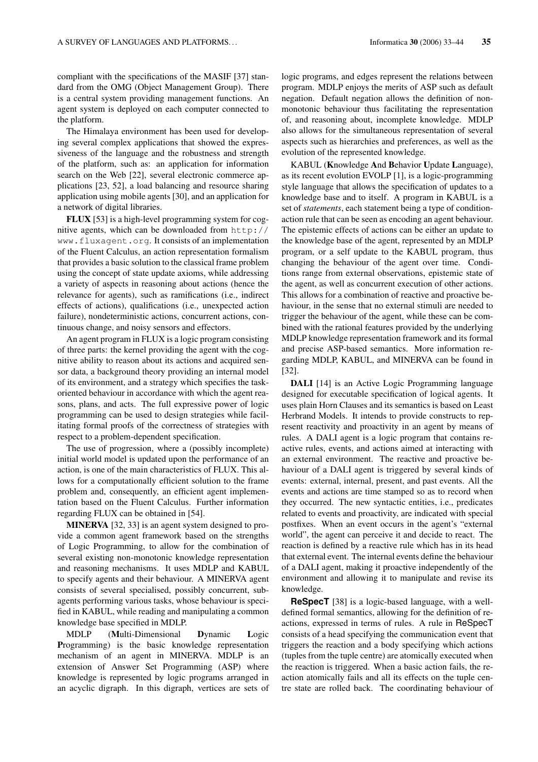compliant with the specifications of the MASIF [37] standard from the OMG (Object Management Group). There is a central system providing management functions. An agent system is deployed on each computer connected to the platform.

The Himalaya environment has been used for developing several complex applications that showed the expressiveness of the language and the robustness and strength of the platform, such as: an application for information search on the Web [22], several electronic commerce applications [23, 52], a load balancing and resource sharing application using mobile agents [30], and an application for a network of digital libraries.

**FLUX** [53] is a high-level programming system for cognitive agents, which can be downloaded from `http://www.fluxagent.org`. It consists of an implementation of the Fluent Calculus, an action representation formalism that provides a basic solution to the classical frame problem using the concept of state update axioms, while addressing a variety of aspects in reasoning about actions (hence the relevance for agents), such as ramifications (i.e., indirect effects of actions), qualifications (i.e., unexpected action failure), nondeterministic actions, concurrent actions, continuous change, and noisy sensors and effectors.

An agent program in FLUX is a logic program consisting of three parts: the kernel providing the agent with the cognitive ability to reason about its actions and acquired sensor data, a background theory providing an internal model of its environment, and a strategy which specifies the task-oriented behaviour in accordance with which the agent reasons, plans, and acts. The full expressive power of logic programming can be used to design strategies while facilitating formal proofs of the correctness of strategies with respect to a problem-dependent specification.

The use of progression, where a (possibly incomplete) initial world model is updated upon the performance of an action, is one of the main characteristics of FLUX. This allows for a computationally efficient solution to the frame problem and, consequently, an efficient agent implementation based on the Fluent Calculus. Further information regarding FLUX can be obtained in [54].

**MINERVA** [32, 33] is an agent system designed to provide a common agent framework based on the strengths of Logic Programming, to allow for the combination of several existing non-monotonic knowledge representation and reasoning mechanisms. It uses MDLP and KABUL to specify agents and their behaviour. A MINERVA agent consists of several specialised, possibly concurrent, sub-agents performing various tasks, whose behaviour is specified in KABUL, while reading and manipulating a common knowledge base specified in MDLP.

MDLP (**M**ulti-Dimensional **D**ynamic **L**ogic **P**rogramming) is the basic knowledge representation mechanism of an agent in MINERVA. MDLP is an extension of Answer Set Programming (ASP) where knowledge is represented by logic programs arranged in an acyclic digraph. In this digraph, vertices are sets of logic programs, and edges represent the relations between program. MDLP enjoys the merits of ASP such as default negation. Default negation allows the definition of non-monotonic behaviour thus facilitating the representation of, and reasoning about, incomplete knowledge. MDLP also allows for the simultaneous representation of several aspects such as hierarchies and preferences, as well as the evolution of the represented knowledge.

KABUL (**K**nowledge **A**nd **B**ehavior **U**pdate **L**anguage), as its recent evolution EVOLP [1], is a logic-programming style language that allows the specification of updates to a knowledge base and to itself. A program in KABUL is a set of *statements*, each statement being a type of condition-action rule that can be seen as encoding an agent behaviour. The epistemic effects of actions can be either an update to the knowledge base of the agent, represented by an MDLP program, or a self update to the KABUL program, thus changing the behaviour of the agent over time. Conditions range from external observations, epistemic state of the agent, as well as concurrent execution of other actions. This allows for a combination of reactive and proactive behaviour, in the sense that no external stimuli are needed to trigger the behaviour of the agent, while these can be combined with the rational features provided by the underlying MDLP knowledge representation framework and its formal and precise ASP-based semantics. More information regarding MDLP, KABUL, and MINERVA can be found in [32].

**DALI** [14] is an Active Logic Programming language designed for executable specification of logical agents. It uses plain Horn Clauses and its semantics is based on Least Herbrand Models. It intends to provide constructs to represent reactivity and proactivity in an agent by means of rules. A DALI agent is a logic program that contains reactive rules, events, and actions aimed at interacting with an external environment. The reactive and proactive behaviour of a DALI agent is triggered by several kinds of events: external, internal, present, and past events. All the events and actions are time stamped so as to record when they occurred. The new syntactic entities, i.e., predicates related to events and proactivity, are indicated with special postfixes. When an event occurs in the agent's "external world", the agent can perceive it and decide to react. The reaction is defined by a reactive rule which has in its head that external event. The internal events define the behaviour of a DALI agent, making it proactive independently of the environment and allowing it to manipulate and revise its knowledge.

**ReSpecT** [38] is a logic-based language, with a well-defined formal semantics, allowing for the definition of reactions, expressed in terms of rules. A rule in ReSpecT consists of a head specifying the communication event that triggers the reaction and a body specifying which actions (tuples from the tuple centre) are atomically executed when the reaction is triggered. When a basic action fails, the reaction atomically fails and all its effects on the tuple centre state are rolled back. The coordinating behaviour of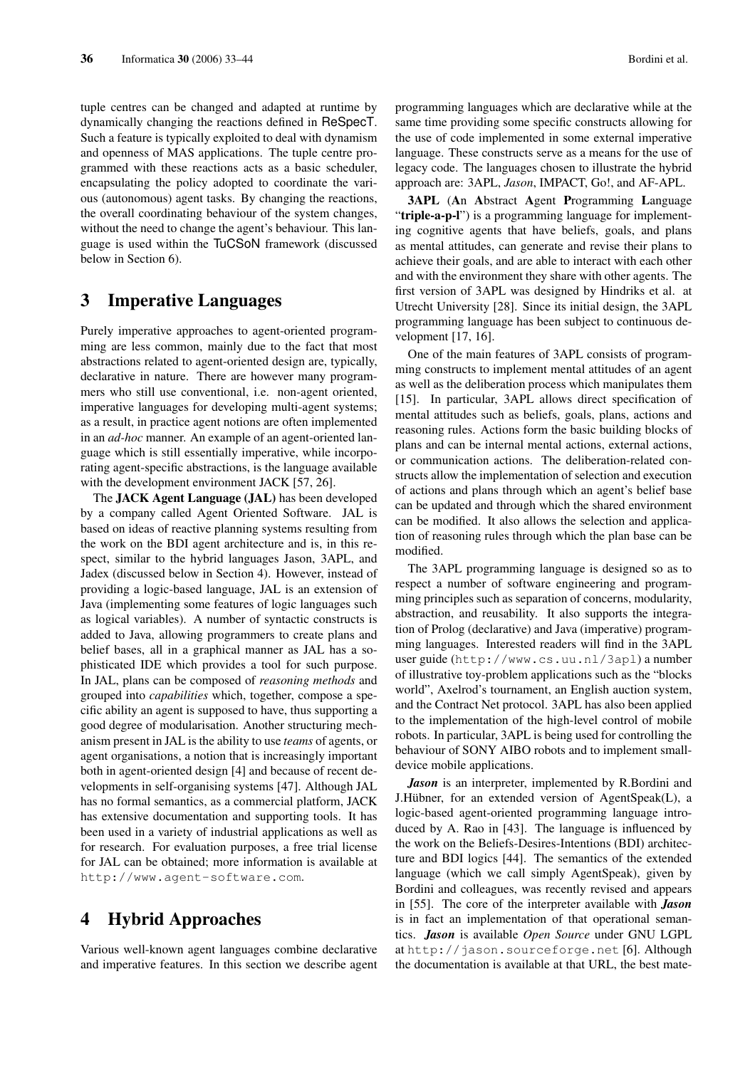tuple centres can be changed and adapted at runtime by dynamically changing the reactions defined in ReSpecT. Such a feature is typically exploited to deal with dynamism and openness of MAS applications. The tuple centre programmed with these reactions acts as a basic scheduler, encapsulating the policy adopted to coordinate the various (autonomous) agent tasks. By changing the reactions, the overall coordinating behaviour of the system changes, without the need to change the agent's behaviour. This language is used within the TuCSoN framework (discussed below in Section 6).

## 3 Imperative Languages

Purely imperative approaches to agent-oriented programming are less common, mainly due to the fact that most abstractions related to agent-oriented design are, typically, declarative in nature. There are however many programmers who still use conventional, i.e. non-agent oriented, imperative languages for developing multi-agent systems; as a result, in practice agent notions are often implemented in an *ad-hoc* manner. An example of an agent-oriented language which is still essentially imperative, while incorporating agent-specific abstractions, is the language available with the development environment JACK [57, 26].

The **JACK Agent Language (JAL)** has been developed by a company called Agent Oriented Software. JAL is based on ideas of reactive planning systems resulting from the work on the BDI agent architecture and is, in this respect, similar to the hybrid languages Jason, 3APL, and Jadex (discussed below in Section 4). However, instead of providing a logic-based language, JAL is an extension of Java (implementing some features of logic languages such as logical variables). A number of syntactic constructs is added to Java, allowing programmers to create plans and belief bases, all in a graphical manner as JAL has a sophisticated IDE which provides a tool for such purpose. In JAL, plans can be composed of *reasoning methods* and grouped into *capabilities* which, together, compose a specific ability an agent is supposed to have, thus supporting a good degree of modularisation. Another structuring mechanism present in JAL is the ability to use *teams* of agents, or agent organisations, a notion that is increasingly important both in agent-oriented design [4] and because of recent developments in self-organising systems [47]. Although JAL has no formal semantics, as a commercial platform, JACK has extensive documentation and supporting tools. It has been used in a variety of industrial applications as well as for research. For evaluation purposes, a free trial license for JAL can be obtained; more information is available at `http://www.agent-software.com`.

## 4 Hybrid Approaches

Various well-known agent languages combine declarative and imperative features. In this section we describe agent programming languages which are declarative while at the same time providing some specific constructs allowing for the use of code implemented in some external imperative language. These constructs serve as a means for the use of legacy code. The languages chosen to illustrate the hybrid approach are: 3APL, *Jason*, IMPACT, Go!, and AF-APL.

**3APL** (**A**n **A**bstract **A**gent **P**rogramming **L**anguage "**triple-a-p-l**") is a programming language for implementing cognitive agents that have beliefs, goals, and plans as mental attitudes, can generate and revise their plans to achieve their goals, and are able to interact with each other and with the environment they share with other agents. The first version of 3APL was designed by Hindriks et al. at Utrecht University [28]. Since its initial design, the 3APL programming language has been subject to continuous development [17, 16].

One of the main features of 3APL consists of programming constructs to implement mental attitudes of an agent as well as the deliberation process which manipulates them [15]. In particular, 3APL allows direct specification of mental attitudes such as beliefs, goals, plans, actions and reasoning rules. Actions form the basic building blocks of plans and can be internal mental actions, external actions, or communication actions. The deliberation-related constructs allow the implementation of selection and execution of actions and plans through which an agent's belief base can be updated and through which the shared environment can be modified. It also allows the selection and application of reasoning rules through which the plan base can be modified.

The 3APL programming language is designed so as to respect a number of software engineering and programming principles such as separation of concerns, modularity, abstraction, and reusability. It also supports the integration of Prolog (declarative) and Java (imperative) programming languages. Interested readers will find in the 3APL user guide (`http://www.cs.uu.nl/3apl`) a number of illustrative toy-problem applications such as the "blocks world", Axelrod's tournament, an English auction system, and the Contract Net protocol. 3APL has also been applied to the implementation of the high-level control of mobile robots. In particular, 3APL is being used for controlling the behaviour of SONY AIBO robots and to implement small-device mobile applications.

***Jason*** is an interpreter, implemented by R.Bordini and J.Hübner, for an extended version of AgentSpeak(L), a logic-based agent-oriented programming language introduced by A. Rao in [43]. The language is influenced by the work on the Beliefs-Desires-Intentions (BDI) architecture and BDI logics [44]. The semantics of the extended language (which we call simply AgentSpeak), given by Bordini and colleagues, was recently revised and appears in [55]. The core of the interpreter available with ***Jason*** is in fact an implementation of that operational semantics. ***Jason*** is available *Open Source* under GNU LGPL at `http://jason.sourceforge.net` [6]. Although the documentation is available at that URL, the best mate-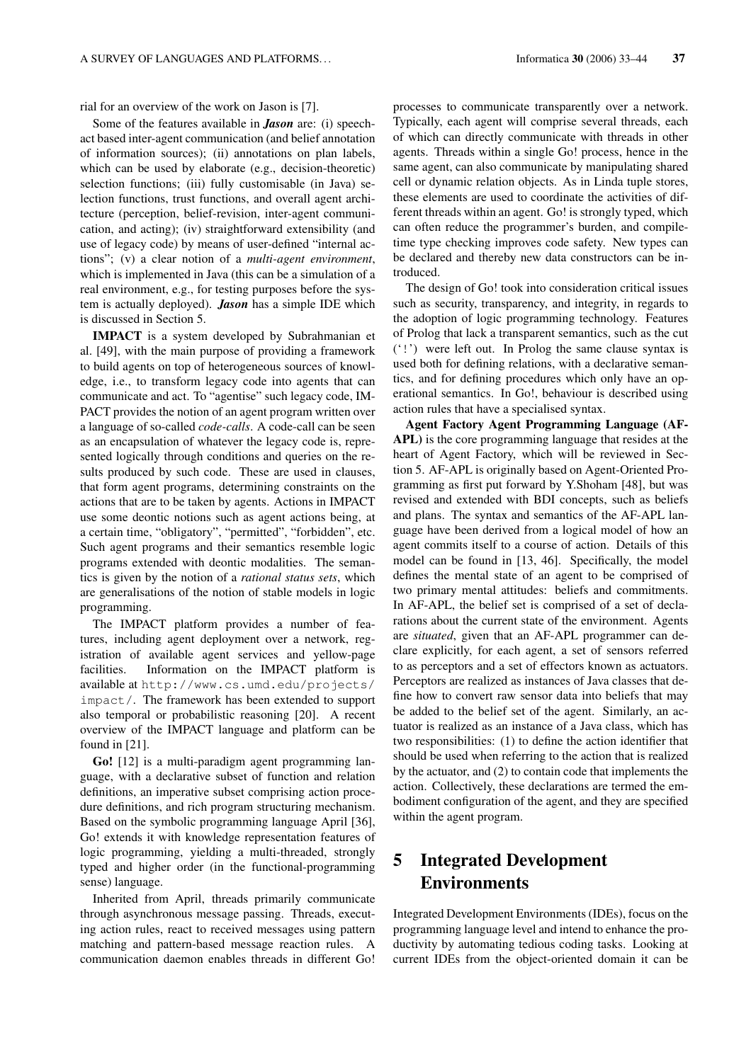rial for an overview of the work on Jason is [7].

Some of the features available in ***Jason*** are: (i) speech-act based inter-agent communication (and belief annotation of information sources); (ii) annotations on plan labels, which can be used by elaborate (e.g., decision-theoretic) selection functions; (iii) fully customisable (in Java) selection functions, trust functions, and overall agent architecture (perception, belief-revision, inter-agent communication, and acting); (iv) straightforward extensibility (and use of legacy code) by means of user-defined "internal actions"; (v) a clear notion of a *multi-agent environment*, which is implemented in Java (this can be a simulation of a real environment, e.g., for testing purposes before the system is actually deployed). ***Jason*** has a simple IDE which is discussed in Section 5.

**IMPACT** is a system developed by Subrahmanian et al. [49], with the main purpose of providing a framework to build agents on top of heterogeneous sources of knowledge, i.e., to transform legacy code into agents that can communicate and act. To "agentise" such legacy code, IMPACT provides the notion of an agent program written over a language of so-called *code-calls*. A code-call can be seen as an encapsulation of whatever the legacy code is, represented logically through conditions and queries on the results produced by such code. These are used in clauses, that form agent programs, determining constraints on the actions that are to be taken by agents. Actions in IMPACT use some deontic notions such as agent actions being, at a certain time, "obligatory", "permitted", "forbidden", etc. Such agent programs and their semantics resemble logic programs extended with deontic modalities. The semantics is given by the notion of a *rational status sets*, which are generalisations of the notion of stable models in logic programming.

The IMPACT platform provides a number of features, including agent deployment over a network, registration of available agent services and yellow-page facilities. Information on the IMPACT platform is available at `http://www.cs.umd.edu/projects/impact/`. The framework has been extended to support also temporal or probabilistic reasoning [20]. A recent overview of the IMPACT language and platform can be found in [21].

**Go!** [12] is a multi-paradigm agent programming language, with a declarative subset of function and relation definitions, an imperative subset comprising action procedure definitions, and rich program structuring mechanism. Based on the symbolic programming language April [36], Go! extends it with knowledge representation features of logic programming, yielding a multi-threaded, strongly typed and higher order (in the functional-programming sense) language.

Inherited from April, threads primarily communicate through asynchronous message passing. Threads, executing action rules, react to received messages using pattern matching and pattern-based message reaction rules. A communication daemon enables threads in different Go! processes to communicate transparently over a network. Typically, each agent will comprise several threads, each of which can directly communicate with threads in other agents. Threads within a single Go! process, hence in the same agent, can also communicate by manipulating shared cell or dynamic relation objects. As in Linda tuple stores, these elements are used to coordinate the activities of different threads within an agent. Go! is strongly typed, which can often reduce the programmer's burden, and compile-time type checking improves code safety. New types can be declared and thereby new data constructors can be introduced.

The design of Go! took into consideration critical issues such as security, transparency, and integrity, in regards to the adoption of logic programming technology. Features of Prolog that lack a transparent semantics, such as the cut (`'!'`) were left out. In Prolog the same clause syntax is used both for defining relations, with a declarative semantics, and for defining procedures which only have an operational semantics. In Go!, behaviour is described using action rules that have a specialised syntax.

**Agent Factory Agent Programming Language (AF-APL)** is the core programming language that resides at the heart of Agent Factory, which will be reviewed in Section 5. AF-APL is originally based on Agent-Oriented Programming as first put forward by Y.Shoham [48], but was revised and extended with BDI concepts, such as beliefs and plans. The syntax and semantics of the AF-APL language have been derived from a logical model of how an agent commits itself to a course of action. Details of this model can be found in [13, 46]. Specifically, the model defines the mental state of an agent to be comprised of two primary mental attitudes: beliefs and commitments. In AF-APL, the belief set is comprised of a set of declarations about the current state of the environment. Agents are *situated*, given that an AF-APL programmer can declare explicitly, for each agent, a set of sensors referred to as perceptors and a set of effectors known as actuators. Perceptors are realized as instances of Java classes that define how to convert raw sensor data into beliefs that may be added to the belief set of the agent. Similarly, an actuator is realized as an instance of a Java class, which has two responsibilities: (1) to define the action identifier that should be used when referring to the action that is realized by the actuator, and (2) to contain code that implements the action. Collectively, these declarations are termed the embodiment configuration of the agent, and they are specified within the agent program.

## 5 Integrated Development Environments

Integrated Development Environments (IDEs), focus on the programming language level and intend to enhance the productivity by automating tedious coding tasks. Looking at current IDEs from the object-oriented domain it can be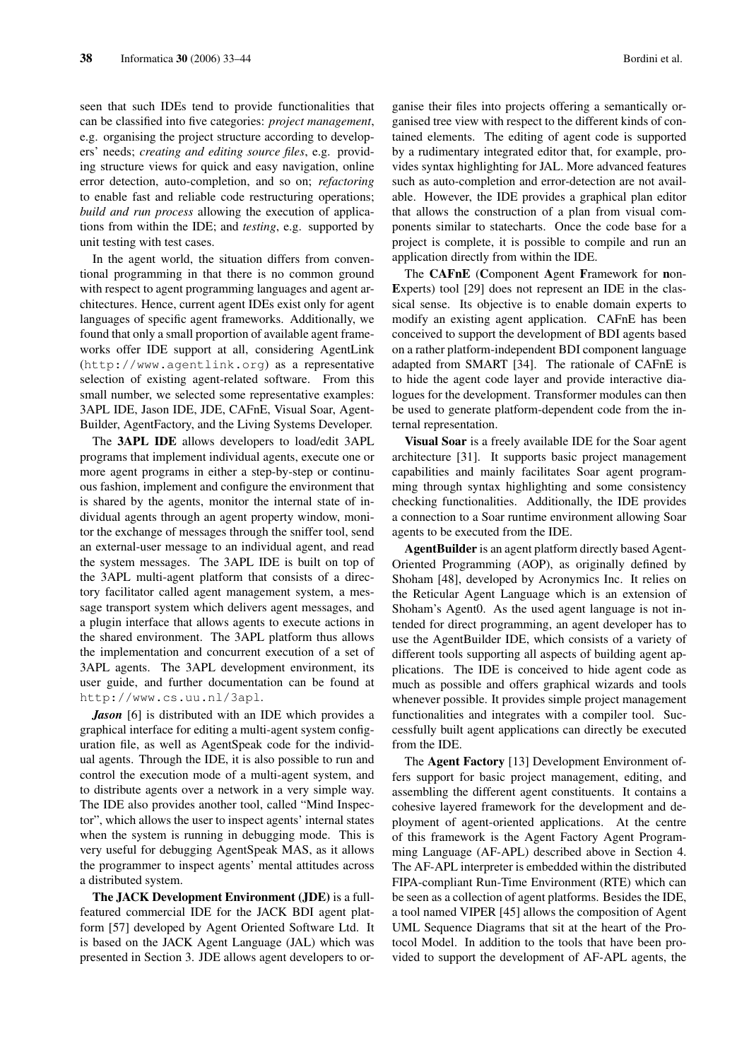seen that such IDEs tend to provide functionalities that can be classified into five categories: *project management*, e.g. organising the project structure according to developers' needs; *creating and editing source files*, e.g. providing structure views for quick and easy navigation, online error detection, auto-completion, and so on; *refactoring* to enable fast and reliable code restructuring operations; *build and run process* allowing the execution of applications from within the IDE; and *testing*, e.g. supported by unit testing with test cases.

In the agent world, the situation differs from conventional programming in that there is no common ground with respect to agent programming languages and agent architectures. Hence, current agent IDEs exist only for agent languages of specific agent frameworks. Additionally, we found that only a small proportion of available agent frameworks offer IDE support at all, considering AgentLink (`http://www.agentlink.org`) as a representative selection of existing agent-related software. From this small number, we selected some representative examples: 3APL IDE, Jason IDE, JDE, CAFnE, Visual Soar, AgentBuilder, AgentFactory, and the Living Systems Developer.

The **3APL IDE** allows developers to load/edit 3APL programs that implement individual agents, execute one or more agent programs in either a step-by-step or continuous fashion, implement and configure the environment that is shared by the agents, monitor the internal state of individual agents through an agent property window, monitor the exchange of messages through the sniffer tool, send an external-user message to an individual agent, and read the system messages. The 3APL IDE is built on top of the 3APL multi-agent platform that consists of a directory facilitator called agent management system, a message transport system which delivers agent messages, and a plugin interface that allows agents to execute actions in the shared environment. The 3APL platform thus allows the implementation and concurrent execution of a set of 3APL agents. The 3APL development environment, its user guide, and further documentation can be found at `http://www.cs.uu.nl/3apl`.

***Jason*** [6] is distributed with an IDE which provides a graphical interface for editing a multi-agent system configuration file, as well as AgentSpeak code for the individual agents. Through the IDE, it is also possible to run and control the execution mode of a multi-agent system, and to distribute agents over a network in a very simple way. The IDE also provides another tool, called "Mind Inspector", which allows the user to inspect agents' internal states when the system is running in debugging mode. This is very useful for debugging AgentSpeak MAS, as it allows the programmer to inspect agents' mental attitudes across a distributed system.

**The JACK Development Environment (JDE)** is a full-featured commercial IDE for the JACK BDI agent platform [57] developed by Agent Oriented Software Ltd. It is based on the JACK Agent Language (JAL) which was presented in Section 3. JDE allows agent developers to organise their files into projects offering a semantically organised tree view with respect to the different kinds of contained elements. The editing of agent code is supported by a rudimentary integrated editor that, for example, provides syntax highlighting for JAL. More advanced features such as auto-completion and error-detection are not available. However, the IDE provides a graphical plan editor that allows the construction of a plan from visual components similar to statecharts. Once the code base for a project is complete, it is possible to compile and run an application directly from within the IDE.

The **CAFnE** (**C**omponent **A**gent **F**ramework for **n**on-**E**xperts) tool [29] does not represent an IDE in the classical sense. Its objective is to enable domain experts to modify an existing agent application. CAFnE has been conceived to support the development of BDI agents based on a rather platform-independent BDI component language adapted from SMART [34]. The rationale of CAFnE is to hide the agent code layer and provide interactive dialogues for the development. Transformer modules can then be used to generate platform-dependent code from the internal representation.

**Visual Soar** is a freely available IDE for the Soar agent architecture [31]. It supports basic project management capabilities and mainly facilitates Soar agent programming through syntax highlighting and some consistency checking functionalities. Additionally, the IDE provides a connection to a Soar runtime environment allowing Soar agents to be executed from the IDE.

**AgentBuilder** is an agent platform directly based Agent-Oriented Programming (AOP), as originally defined by Shoham [48], developed by Acronymics Inc. It relies on the Reticular Agent Language which is an extension of Shoham's Agent0. As the used agent language is not intended for direct programming, an agent developer has to use the AgentBuilder IDE, which consists of a variety of different tools supporting all aspects of building agent applications. The IDE is conceived to hide agent code as much as possible and offers graphical wizards and tools whenever possible. It provides simple project management functionalities and integrates with a compiler tool. Successfully built agent applications can directly be executed from the IDE.

The **Agent Factory** [13] Development Environment offers support for basic project management, editing, and assembling the different agent constituents. It contains a cohesive layered framework for the development and deployment of agent-oriented applications. At the centre of this framework is the Agent Factory Agent Programming Language (AF-APL) described above in Section 4. The AF-APL interpreter is embedded within the distributed FIPA-compliant Run-Time Environment (RTE) which can be seen as a collection of agent platforms. Besides the IDE, a tool named VIPER [45] allows the composition of Agent UML Sequence Diagrams that sit at the heart of the Protocol Model. In addition to the tools that have been provided to support the development of AF-APL agents, the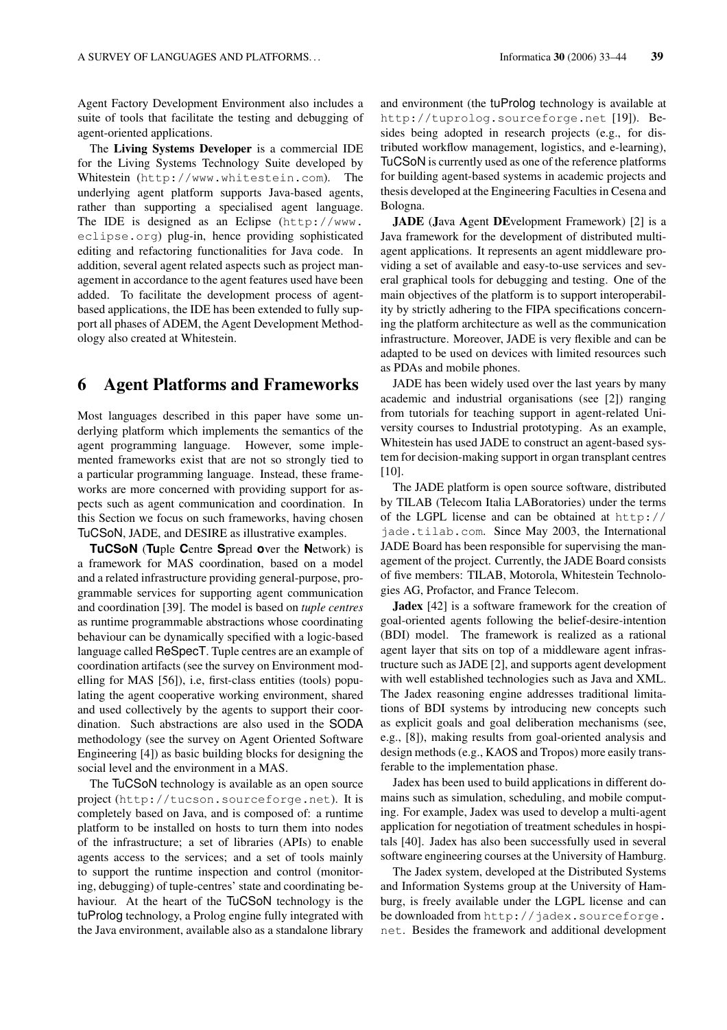Agent Factory Development Environment also includes a suite of tools that facilitate the testing and debugging of agent-oriented applications.

The **Living Systems Developer** is a commercial IDE for the Living Systems Technology Suite developed by Whitestein (http://www.whitestein.com). The underlying agent platform supports Java-based agents, rather than supporting a specialised agent language. The IDE is designed as an Eclipse (http://www.eclipse.org) plug-in, hence providing sophisticated editing and refactoring functionalities for Java code. In addition, several agent related aspects such as project management in accordance to the agent features used have been added. To facilitate the development process of agent-based applications, the IDE has been extended to fully support all phases of ADEM, the Agent Development Methodology also created at Whitestein.

## 6 Agent Platforms and Frameworks

Most languages described in this paper have some underlying platform which implements the semantics of the agent programming language. However, some implemented frameworks exist that are not so strongly tied to a particular programming language. Instead, these frameworks are more concerned with providing support for aspects such as agent communication and coordination. In this Section we focus on such frameworks, having chosen TuCSoN, JADE, and DESIRE as illustrative examples.

**TuCSoN** (**Tu**ple **C**entre **S**pread **o**ver the **N**etwork) is a framework for MAS coordination, based on a model and a related infrastructure providing general-purpose, programmable services for supporting agent communication and coordination [39]. The model is based on *tuple centres* as runtime programmable abstractions whose coordinating behaviour can be dynamically specified with a logic-based language called ReSpecT. Tuple centres are an example of coordination artifacts (see the survey on Environment modelling for MAS [56]), i.e, first-class entities (tools) populating the agent cooperative working environment, shared and used collectively by the agents to support their coordination. Such abstractions are also used in the SODA methodology (see the survey on Agent Oriented Software Engineering [4]) as basic building blocks for designing the social level and the environment in a MAS.

The TuCSoN technology is available as an open source project (http://tucson.sourceforge.net). It is completely based on Java, and is composed of: a runtime platform to be installed on hosts to turn them into nodes of the infrastructure; a set of libraries (APIs) to enable agents access to the services; and a set of tools mainly to support the runtime inspection and control (monitoring, debugging) of tuple-centres' state and coordinating behaviour. At the heart of the TuCSoN technology is the tuProlog technology, a Prolog engine fully integrated with the Java environment, available also as a standalone library and environment (the tuProlog technology is available at http://tuprolog.sourceforge.net [19]). Besides being adopted in research projects (e.g., for distributed workflow management, logistics, and e-learning), TuCSoN is currently used as one of the reference platforms for building agent-based systems in academic projects and thesis developed at the Engineering Faculties in Cesena and Bologna.

**JADE** (**J**ava **A**gent **DE**velopment Framework) [2] is a Java framework for the development of distributed multi-agent applications. It represents an agent middleware providing a set of available and easy-to-use services and several graphical tools for debugging and testing. One of the main objectives of the platform is to support interoperability by strictly adhering to the FIPA specifications concerning the platform architecture as well as the communication infrastructure. Moreover, JADE is very flexible and can be adapted to be used on devices with limited resources such as PDAs and mobile phones.

JADE has been widely used over the last years by many academic and industrial organisations (see [2]) ranging from tutorials for teaching support in agent-related University courses to Industrial prototyping. As an example, Whitestein has used JADE to construct an agent-based system for decision-making support in organ transplant centres [10].

The JADE platform is open source software, distributed by TILAB (Telecom Italia LABoratories) under the terms of the LGPL license and can be obtained at http://jade.tilab.com. Since May 2003, the International JADE Board has been responsible for supervising the management of the project. Currently, the JADE Board consists of five members: TILAB, Motorola, Whitestein Technologies AG, Profactor, and France Telecom.

**Jadex** [42] is a software framework for the creation of goal-oriented agents following the belief-desire-intention (BDI) model. The framework is realized as a rational agent layer that sits on top of a middleware agent infrastructure such as JADE [2], and supports agent development with well established technologies such as Java and XML. The Jadex reasoning engine addresses traditional limitations of BDI systems by introducing new concepts such as explicit goals and goal deliberation mechanisms (see, e.g., [8]), making results from goal-oriented analysis and design methods (e.g., KAOS and Tropos) more easily transferable to the implementation phase.

Jadex has been used to build applications in different domains such as simulation, scheduling, and mobile computing. For example, Jadex was used to develop a multi-agent application for negotiation of treatment schedules in hospitals [40]. Jadex has also been successfully used in several software engineering courses at the University of Hamburg.

The Jadex system, developed at the Distributed Systems and Information Systems group at the University of Hamburg, is freely available under the LGPL license and can be downloaded from http://jadex.sourceforge.net. Besides the framework and additional development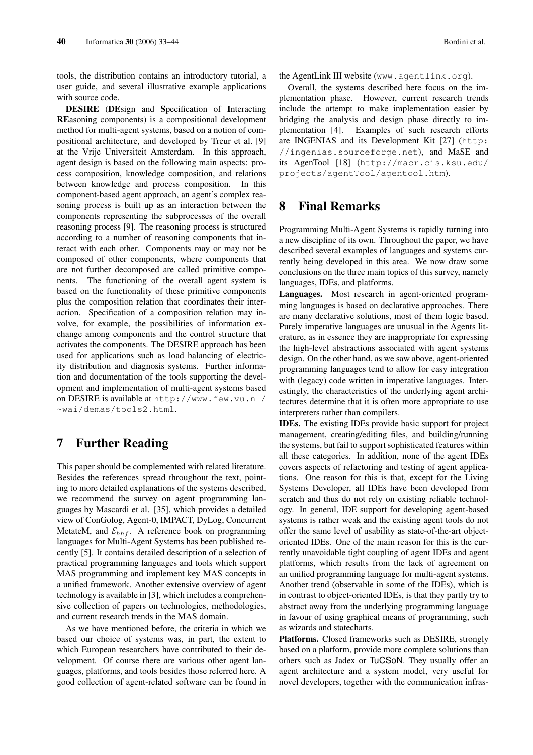tools, the distribution contains an introductory tutorial, a user guide, and several illustrative example applications with source code.

**DESIRE** (**DE**sign and **S**pecification of **I**nteracting **RE**asoning components) is a compositional development method for multi-agent systems, based on a notion of compositional architecture, and developed by Treur et al. [9] at the Vrije Universiteit Amsterdam. In this approach, agent design is based on the following main aspects: process composition, knowledge composition, and relations between knowledge and process composition. In this component-based agent approach, an agent's complex reasoning process is built up as an interaction between the components representing the subprocesses of the overall reasoning process [9]. The reasoning process is structured according to a number of reasoning components that interact with each other. Components may or may not be composed of other components, where components that are not further decomposed are called primitive components. The functioning of the overall agent system is based on the functionality of these primitive components plus the composition relation that coordinates their interaction. Specification of a composition relation may involve, for example, the possibilities of information exchange among components and the control structure that activates the components. The DESIRE approach has been used for applications such as load balancing of electricity distribution and diagnosis systems. Further information and documentation of the tools supporting the development and implementation of multi-agent systems based on DESIRE is available at `http://www.few.vu.nl/~wai/demas/tools2.html`.

## 7 Further Reading

This paper should be complemented with related literature. Besides the references spread throughout the text, pointing to more detailed explanations of the systems described, we recommend the survey on agent programming languages by Mascardi et al. [35], which provides a detailed view of ConGolog, Agent-0, IMPACT, DyLog, Concurrent MetateM, and $\mathcal{E}_{hhf}$. A reference book on programming languages for Multi-Agent Systems has been published recently [5]. It contains detailed description of a selection of practical programming languages and tools which support MAS programming and implement key MAS concepts in a unified framework. Another extensive overview of agent technology is available in [3], which includes a comprehensive collection of papers on technologies, methodologies, and current research trends in the MAS domain.

As we have mentioned before, the criteria in which we based our choice of systems was, in part, the extent to which European researchers have contributed to their development. Of course there are various other agent languages, platforms, and tools besides those referred here. A good collection of agent-related software can be found in the AgentLink III website (`www.agentlink.org`).

Overall, the systems described here focus on the implementation phase. However, current research trends include the attempt to make implementation easier by bridging the analysis and design phase directly to implementation [4]. Examples of such research efforts are INGENIAS and its Development Kit [27] (`http://ingenias.sourceforge.net`), and MaSE and its AgenTool [18] (`http://macr.cis.ksu.edu/projects/agentTool/agentool.htm`).

## 8 Final Remarks

Programming Multi-Agent Systems is rapidly turning into a new discipline of its own. Throughout the paper, we have described several examples of languages and systems currently being developed in this area. We now draw some conclusions on the three main topics of this survey, namely languages, IDEs, and platforms.

**Languages.** Most research in agent-oriented programming languages is based on declarative approaches. There are many declarative solutions, most of them logic based. Purely imperative languages are unusual in the Agents literature, as in essence they are inappropriate for expressing the high-level abstractions associated with agent systems design. On the other hand, as we saw above, agent-oriented programming languages tend to allow for easy integration with (legacy) code written in imperative languages. Interestingly, the characteristics of the underlying agent architectures determine that it is often more appropriate to use interpreters rather than compilers.

**IDEs.** The existing IDEs provide basic support for project management, creating/editing files, and building/running the systems, but fail to support sophisticated features within all these categories. In addition, none of the agent IDEs covers aspects of refactoring and testing of agent applications. One reason for this is that, except for the Living Systems Developer, all IDEs have been developed from scratch and thus do not rely on existing reliable technology. In general, IDE support for developing agent-based systems is rather weak and the existing agent tools do not offer the same level of usability as state-of-the-art object-oriented IDEs. One of the main reason for this is the currently unavoidable tight coupling of agent IDEs and agent platforms, which results from the lack of agreement on an unified programming language for multi-agent systems. Another trend (observable in some of the IDEs), which is in contrast to object-oriented IDEs, is that they partly try to abstract away from the underlying programming language in favour of using graphical means of programming, such as wizards and statecharts.

**Platforms.** Closed frameworks such as DESIRE, strongly based on a platform, provide more complete solutions than others such as Jadex or TuCSoN. They usually offer an agent architecture and a system model, very useful for novel developers, together with the communication infras-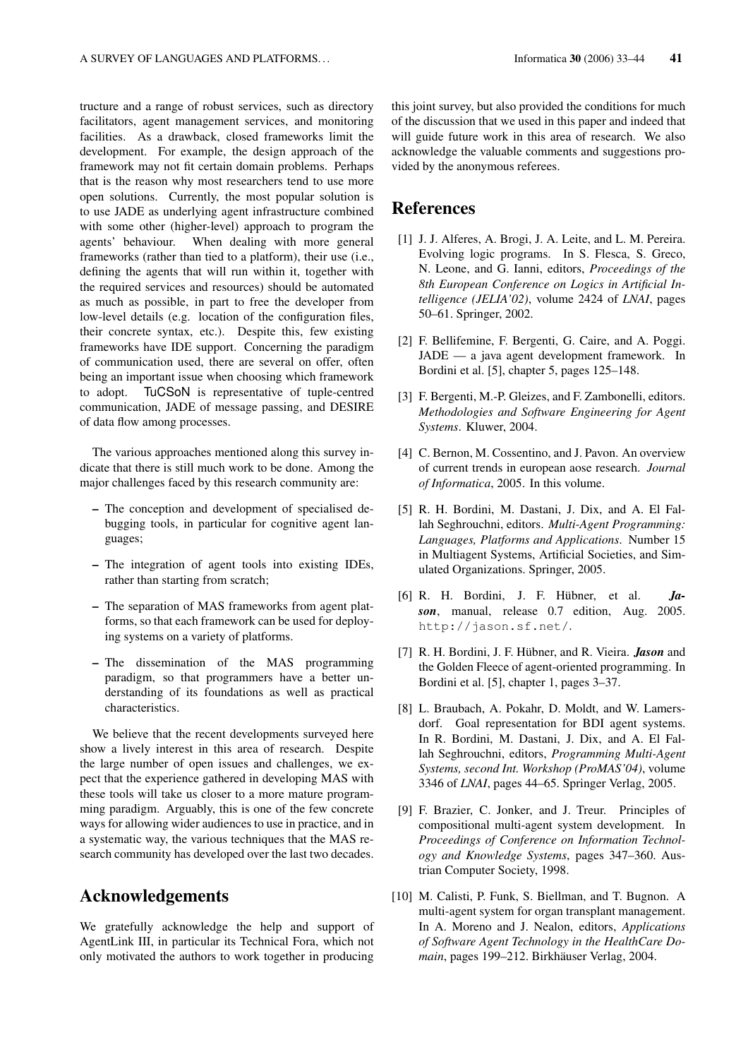tructure and a range of robust services, such as directory facilitators, agent management services, and monitoring facilities. As a drawback, closed frameworks limit the development. For example, the design approach of the framework may not fit certain domain problems. Perhaps that is the reason why most researchers tend to use more open solutions. Currently, the most popular solution is to use JADE as underlying agent infrastructure combined with some other (higher-level) approach to program the agents' behaviour. When dealing with more general frameworks (rather than tied to a platform), their use (i.e., defining the agents that will run within it, together with the required services and resources) should be automated as much as possible, in part to free the developer from low-level details (e.g. location of the configuration files, their concrete syntax, etc.). Despite this, few existing frameworks have IDE support. Concerning the paradigm of communication used, there are several on offer, often being an important issue when choosing which framework to adopt. TuCSoN is representative of tuple-centred communication, JADE of message passing, and DESIRE of data flow among processes.

The various approaches mentioned along this survey indicate that there is still much work to be done. Among the major challenges faced by this research community are:

- The conception and development of specialised debugging tools, in particular for cognitive agent languages;
- The integration of agent tools into existing IDEs, rather than starting from scratch;
- The separation of MAS frameworks from agent platforms, so that each framework can be used for deploying systems on a variety of platforms.
- The dissemination of the MAS programming paradigm, so that programmers have a better understanding of its foundations as well as practical characteristics.

We believe that the recent developments surveyed here show a lively interest in this area of research. Despite the large number of open issues and challenges, we expect that the experience gathered in developing MAS with these tools will take us closer to a more mature programming paradigm. Arguably, this is one of the few concrete ways for allowing wider audiences to use in practice, and in a systematic way, the various techniques that the MAS research community has developed over the last two decades.

## Acknowledgements

We gratefully acknowledge the help and support of AgentLink III, in particular its Technical Fora, which not only motivated the authors to work together in producing this joint survey, but also provided the conditions for much of the discussion that we used in this paper and indeed that will guide future work in this area of research. We also acknowledge the valuable comments and suggestions provided by the anonymous referees.

## References

[1] J. J. Alferes, A. Brogi, J. A. Leite, and L. M. Pereira. Evolving logic programs. In S. Flesca, S. Greco, N. Leone, and G. Ianni, editors, *Proceedings of the 8th European Conference on Logics in Artificial Intelligence (JELIA'02)*, volume 2424 of *LNAI*, pages 50–61. Springer, 2002.

[2] F. Bellifemine, F. Bergenti, G. Caire, and A. Poggi. JADE — a java agent development framework. In Bordini et al. [5], chapter 5, pages 125–148.

[3] F. Bergenti, M.-P. Gleizes, and F. Zambonelli, editors. *Methodologies and Software Engineering for Agent Systems*. Kluwer, 2004.

[4] C. Bernon, M. Cossentino, and J. Pavon. An overview of current trends in european aose research. *Journal of Informatica*, 2005. In this volume.

[5] R. H. Bordini, M. Dastani, J. Dix, and A. El Fallah Seghrouchni, editors. *Multi-Agent Programming: Languages, Platforms and Applications*. Number 15 in Multiagent Systems, Artificial Societies, and Simulated Organizations. Springer, 2005.

[6] R. H. Bordini, J. F. Hübner, et al. ***Jason***, manual, release 0.7 edition, Aug. 2005. http://jason.sf.net/.

[7] R. H. Bordini, J. F. Hübner, and R. Vieira. ***Jason*** and the Golden Fleece of agent-oriented programming. In Bordini et al. [5], chapter 1, pages 3–37.

[8] L. Braubach, A. Pokahr, D. Moldt, and W. Lamersdorf. Goal representation for BDI agent systems. In R. Bordini, M. Dastani, J. Dix, and A. El Fallah Seghrouchni, editors, *Programming Multi-Agent Systems, second Int. Workshop (ProMAS'04)*, volume 3346 of *LNAI*, pages 44–65. Springer Verlag, 2005.

[9] F. Brazier, C. Jonker, and J. Treur. Principles of compositional multi-agent system development. In *Proceedings of Conference on Information Technology and Knowledge Systems*, pages 347–360. Austrian Computer Society, 1998.

[10] M. Calisti, P. Funk, S. Biellman, and T. Bugnon. A multi-agent system for organ transplant management. In A. Moreno and J. Nealon, editors, *Applications of Software Agent Technology in the HealthCare Domain*, pages 199–212. Birkhäuser Verlag, 2004.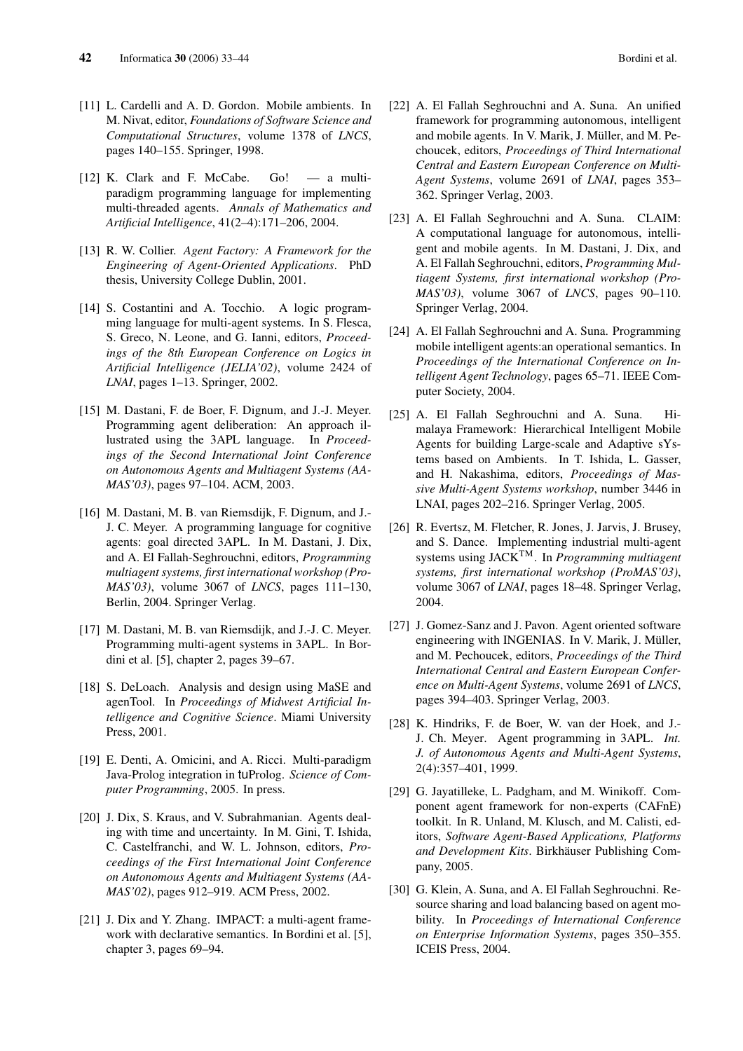[11] L. Cardelli and A. D. Gordon. Mobile ambients. In M. Nivat, editor, *Foundations of Software Science and Computational Structures*, volume 1378 of *LNCS*, pages 140–155. Springer, 1998.

[12] K. Clark and F. McCabe. Go! — a multi-paradigm programming language for implementing multi-threaded agents. *Annals of Mathematics and Artificial Intelligence*, 41(2–4):171–206, 2004.

[13] R. W. Collier. *Agent Factory: A Framework for the Engineering of Agent-Oriented Applications*. PhD thesis, University College Dublin, 2001.

[14] S. Costantini and A. Tocchio. A logic programming language for multi-agent systems. In S. Flesca, S. Greco, N. Leone, and G. Ianni, editors, *Proceedings of the 8th European Conference on Logics in Artificial Intelligence (JELIA'02)*, volume 2424 of *LNAI*, pages 1–13. Springer, 2002.

[15] M. Dastani, F. de Boer, F. Dignum, and J.-J. Meyer. Programming agent deliberation: An approach illustrated using the 3APL language. In *Proceedings of the Second International Joint Conference on Autonomous Agents and Multiagent Systems (AAMAS'03)*, pages 97–104. ACM, 2003.

[16] M. Dastani, M. B. van Riemsdijk, F. Dignum, and J.-J. C. Meyer. A programming language for cognitive agents: goal directed 3APL. In M. Dastani, J. Dix, and A. El Fallah-Seghrouchni, editors, *Programming multiagent systems, first international workshop (ProMAS'03)*, volume 3067 of *LNCS*, pages 111–130, Berlin, 2004. Springer Verlag.

[17] M. Dastani, M. B. van Riemsdijk, and J.-J. C. Meyer. Programming multi-agent systems in 3APL. In Bordini et al. [5], chapter 2, pages 39–67.

[18] S. DeLoach. Analysis and design using MaSE and agenTool. In *Proceedings of Midwest Artificial Intelligence and Cognitive Science*. Miami University Press, 2001.

[19] E. Denti, A. Omicini, and A. Ricci. Multi-paradigm Java-Prolog integration in tuProlog. *Science of Computer Programming*, 2005. In press.

[20] J. Dix, S. Kraus, and V. Subrahmanian. Agents dealing with time and uncertainty. In M. Gini, T. Ishida, C. Castelfranchi, and W. L. Johnson, editors, *Proceedings of the First International Joint Conference on Autonomous Agents and Multiagent Systems (AAMAS'02)*, pages 912–919. ACM Press, 2002.

[21] J. Dix and Y. Zhang. IMPACT: a multi-agent framework with declarative semantics. In Bordini et al. [5], chapter 3, pages 69–94.

[22] A. El Fallah Seghrouchni and A. Suna. An unified framework for programming autonomous, intelligent and mobile agents. In V. Marik, J. Müller, and M. Pechoucek, editors, *Proceedings of Third International Central and Eastern European Conference on Multi-Agent Systems*, volume 2691 of *LNAI*, pages 353–362. Springer Verlag, 2003.

[23] A. El Fallah Seghrouchni and A. Suna. CLAIM: A computational language for autonomous, intelligent and mobile agents. In M. Dastani, J. Dix, and A. El Fallah Seghrouchni, editors, *Programming Multiagent Systems, first international workshop (ProMAS'03)*, volume 3067 of *LNCS*, pages 90–110. Springer Verlag, 2004.

[24] A. El Fallah Seghrouchni and A. Suna. Programming mobile intelligent agents:an operational semantics. In *Proceedings of the International Conference on Intelligent Agent Technology*, pages 65–71. IEEE Computer Society, 2004.

[25] A. El Fallah Seghrouchni and A. Suna. Himalaya Framework: Hierarchical Intelligent Mobile Agents for building Large-scale and Adaptive sYstems based on Ambients. In T. Ishida, L. Gasser, and H. Nakashima, editors, *Proceedings of Massive Multi-Agent Systems workshop*, number 3446 in LNAI, pages 202–216. Springer Verlag, 2005.

[26] R. Evertsz, M. Fletcher, R. Jones, J. Jarvis, J. Brusey, and S. Dance. Implementing industrial multi-agent systems using JACK$^{\text{TM}}$. In *Programming multiagent systems, first international workshop (ProMAS'03)*, volume 3067 of *LNAI*, pages 18–48. Springer Verlag, 2004.

[27] J. Gomez-Sanz and J. Pavon. Agent oriented software engineering with INGENIAS. In V. Marik, J. Müller, and M. Pechoucek, editors, *Proceedings of the Third International Central and Eastern European Conference on Multi-Agent Systems*, volume 2691 of *LNCS*, pages 394–403. Springer Verlag, 2003.

[28] K. Hindriks, F. de Boer, W. van der Hoek, and J.-J. Ch. Meyer. Agent programming in 3APL. *Int. J. of Autonomous Agents and Multi-Agent Systems*, 2(4):357–401, 1999.

[29] G. Jayatilleke, L. Padgham, and M. Winikoff. Component agent framework for non-experts (CAFnE) toolkit. In R. Unland, M. Klusch, and M. Calisti, editors, *Software Agent-Based Applications, Platforms and Development Kits*. Birkhäuser Publishing Company, 2005.

[30] G. Klein, A. Suna, and A. El Fallah Seghrouchni. Resource sharing and load balancing based on agent mobility. In *Proceedings of International Conference on Enterprise Information Systems*, pages 350–355. ICEIS Press, 2004.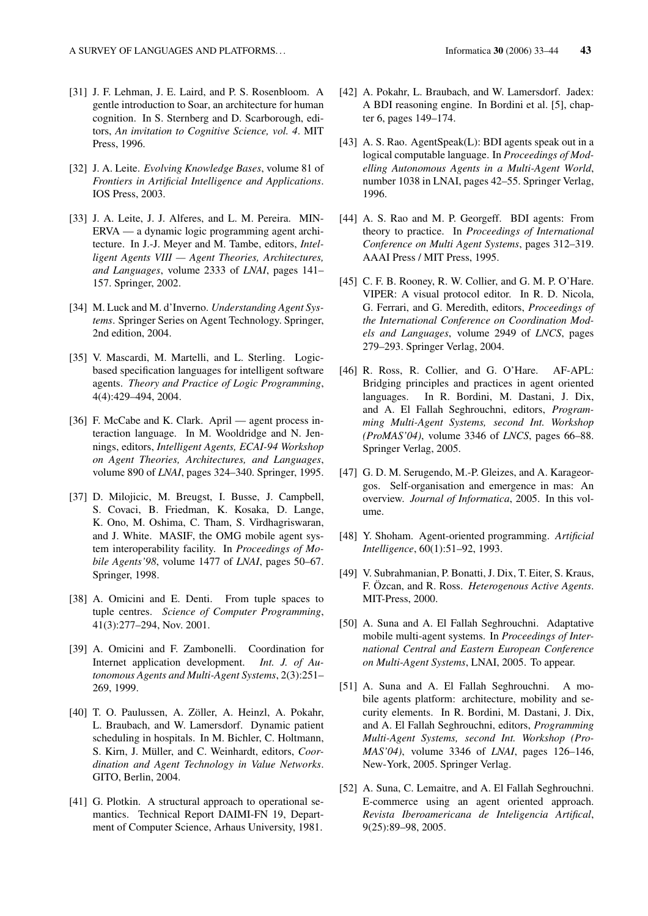[31] J. F. Lehman, J. E. Laird, and P. S. Rosenbloom. A gentle introduction to Soar, an architecture for human cognition. In S. Sternberg and D. Scarborough, editors, *An invitation to Cognitive Science, vol. 4*. MIT Press, 1996.

[32] J. A. Leite. *Evolving Knowledge Bases*, volume 81 of *Frontiers in Artificial Intelligence and Applications*. IOS Press, 2003.

[33] J. A. Leite, J. J. Alferes, and L. M. Pereira. MINERVA — a dynamic logic programming agent architecture. In J.-J. Meyer and M. Tambe, editors, *Intelligent Agents VIII — Agent Theories, Architectures, and Languages*, volume 2333 of *LNAI*, pages 141–157. Springer, 2002.

[34] M. Luck and M. d'Inverno. *Understanding Agent Systems*. Springer Series on Agent Technology. Springer, 2nd edition, 2004.

[35] V. Mascardi, M. Martelli, and L. Sterling. Logic-based specification languages for intelligent software agents. *Theory and Practice of Logic Programming*, 4(4):429–494, 2004.

[36] F. McCabe and K. Clark. April — agent process interaction language. In M. Wooldridge and N. Jennings, editors, *Intelligent Agents, ECAI-94 Workshop on Agent Theories, Architectures, and Languages*, volume 890 of *LNAI*, pages 324–340. Springer, 1995.

[37] D. Milojicic, M. Breugst, I. Busse, J. Campbell, S. Covaci, B. Friedman, K. Kosaka, D. Lange, K. Ono, M. Oshima, C. Tham, S. Virdhagriswaran, and J. White. MASIF, the OMG mobile agent system interoperability facility. In *Proceedings of Mobile Agents'98*, volume 1477 of *LNAI*, pages 50–67. Springer, 1998.

[38] A. Omicini and E. Denti. From tuple spaces to tuple centres. *Science of Computer Programming*, 41(3):277–294, Nov. 2001.

[39] A. Omicini and F. Zambonelli. Coordination for Internet application development. *Int. J. of Autonomous Agents and Multi-Agent Systems*, 2(3):251–269, 1999.

[40] T. O. Paulussen, A. Zöller, A. Heinzl, A. Pokahr, L. Braubach, and W. Lamersdorf. Dynamic patient scheduling in hospitals. In M. Bichler, C. Holtmann, S. Kirn, J. Müller, and C. Weinhardt, editors, *Coordination and Agent Technology in Value Networks*. GITO, Berlin, 2004.

[41] G. Plotkin. A structural approach to operational semantics. Technical Report DAIMI-FN 19, Department of Computer Science, Arhaus University, 1981.

[42] A. Pokahr, L. Braubach, and W. Lamersdorf. Jadex: A BDI reasoning engine. In Bordini et al. [5], chapter 6, pages 149–174.

[43] A. S. Rao. AgentSpeak(L): BDI agents speak out in a logical computable language. In *Proceedings of Modelling Autonomous Agents in a Multi-Agent World*, number 1038 in LNAI, pages 42–55. Springer Verlag, 1996.

[44] A. S. Rao and M. P. Georgeff. BDI agents: From theory to practice. In *Proceedings of International Conference on Multi Agent Systems*, pages 312–319. AAAI Press / MIT Press, 1995.

[45] C. F. B. Rooney, R. W. Collier, and G. M. P. O'Hare. VIPER: A visual protocol editor. In R. D. Nicola, G. Ferrari, and G. Meredith, editors, *Proceedings of the International Conference on Coordination Models and Languages*, volume 2949 of *LNCS*, pages 279–293. Springer Verlag, 2004.

[46] R. Ross, R. Collier, and G. O'Hare. AF-APL: Bridging principles and practices in agent oriented languages. In R. Bordini, M. Dastani, J. Dix, and A. El Fallah Seghrouchni, editors, *Programming Multi-Agent Systems, second Int. Workshop (ProMAS'04)*, volume 3346 of *LNCS*, pages 66–88. Springer Verlag, 2005.

[47] G. D. M. Serugendo, M.-P. Gleizes, and A. Karageorgos. Self-organisation and emergence in mas: An overview. *Journal of Informatica*, 2005. In this volume.

[48] Y. Shoham. Agent-oriented programming. *Artificial Intelligence*, 60(1):51–92, 1993.

[49] V. Subrahmanian, P. Bonatti, J. Dix, T. Eiter, S. Kraus, F. Özcan, and R. Ross. *Heterogenous Active Agents*. MIT-Press, 2000.

[50] A. Suna and A. El Fallah Seghrouchni. Adaptative mobile multi-agent systems. In *Proceedings of International Central and Eastern European Conference on Multi-Agent Systems*, LNAI, 2005. To appear.

[51] A. Suna and A. El Fallah Seghrouchni. A mobile agents platform: architecture, mobility and security elements. In R. Bordini, M. Dastani, J. Dix, and A. El Fallah Seghrouchni, editors, *Programming Multi-Agent Systems, second Int. Workshop (ProMAS'04)*, volume 3346 of *LNAI*, pages 126–146, New-York, 2005. Springer Verlag.

[52] A. Suna, C. Lemaitre, and A. El Fallah Seghrouchni. E-commerce using an agent oriented approach. *Revista Iberoamericana de Inteligencia Artifical*, 9(25):89–98, 2005.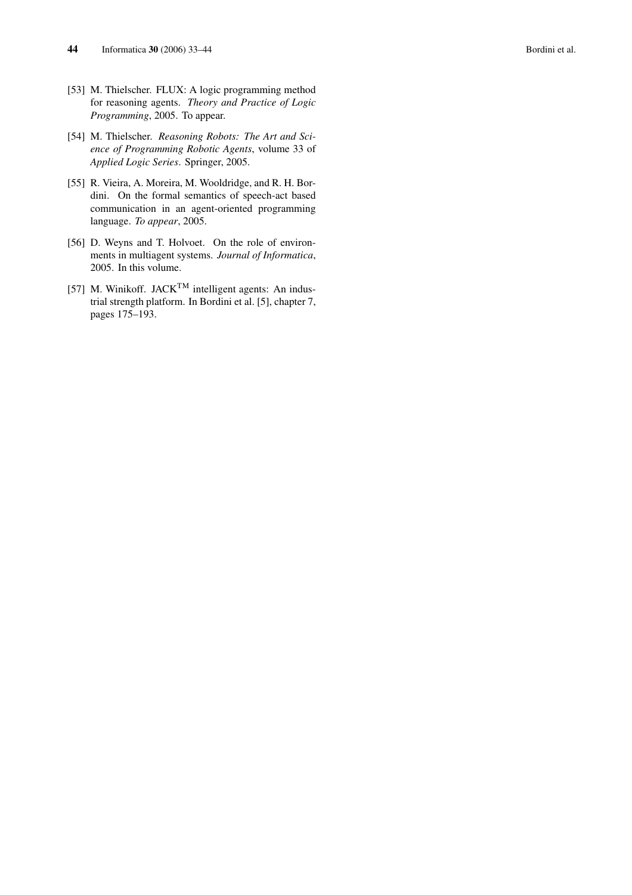[53] M. Thielscher. FLUX: A logic programming method for reasoning agents. *Theory and Practice of Logic Programming*, 2005. To appear.

[54] M. Thielscher. *Reasoning Robots: The Art and Science of Programming Robotic Agents*, volume 33 of *Applied Logic Series*. Springer, 2005.

[55] R. Vieira, A. Moreira, M. Wooldridge, and R. H. Bordini. On the formal semantics of speech-act based communication in an agent-oriented programming language. *To appear*, 2005.

[56] D. Weyns and T. Holvoet. On the role of environments in multiagent systems. *Journal of Informatica*, 2005. In this volume.

[57] M. Winikoff. JACK$^{TM}$ intelligent agents: An industrial strength platform. In Bordini et al. [5], chapter 7, pages 175–193.